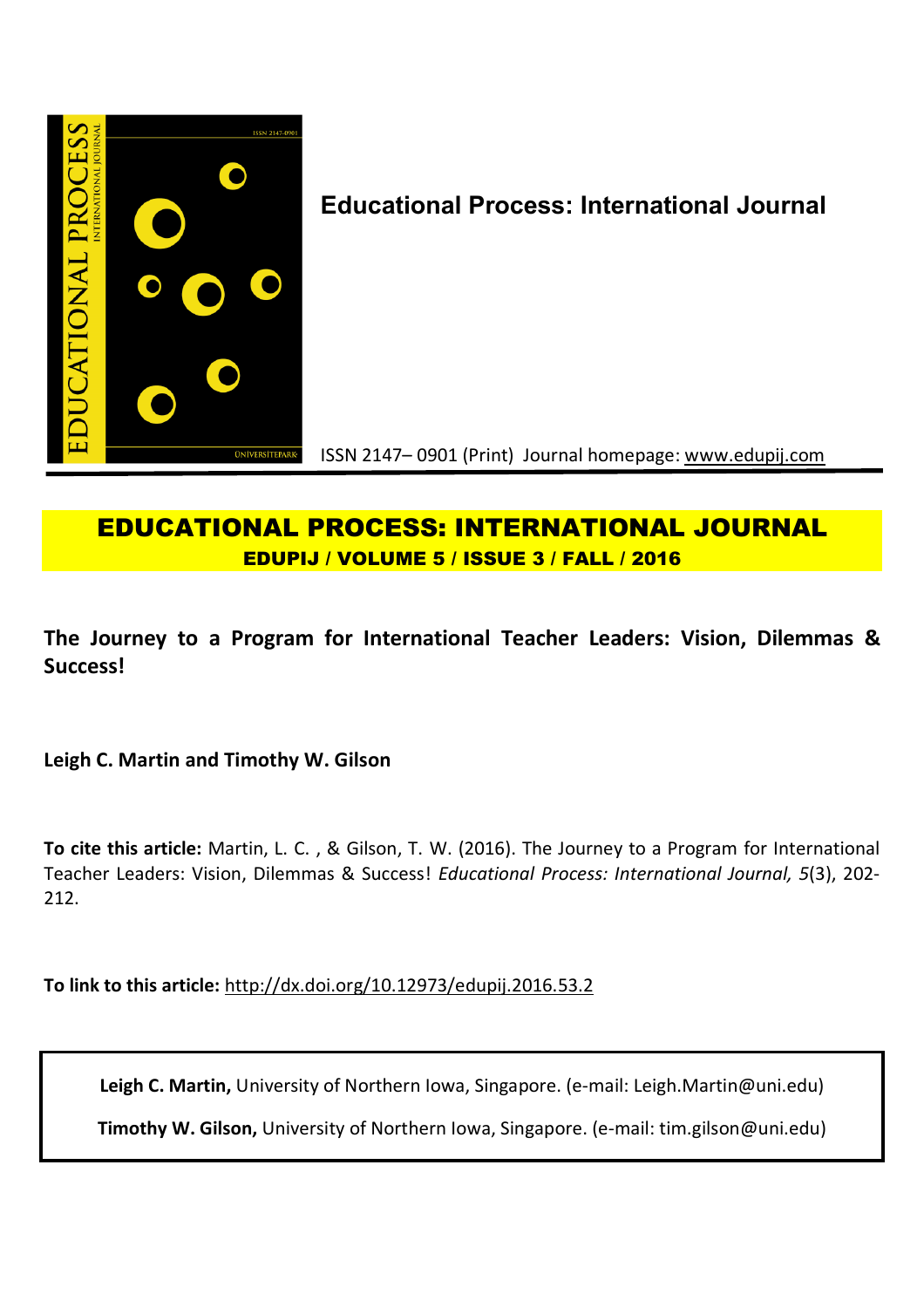**Educational Process: International Journal**

ISSN 2147– 0901 (Print) Journal homepage: www.edupij.com

**EDUCATIONAL PROCESS: INTERNATIONAL JOURNAL**

**EDUPIJ / VOLUME 5 / ISSUE 3 / FALL / 2016**

# The Journey to a Program for International Teacher Leaders: Vision, Dilemmas & Success!

**Leigh C. Martin and Timothy W. Gilson**

**To cite this article:** Martin, L. C. , & Gilson, T. W. (2016). The Journey to a Program for International Teacher Leaders: Vision, Dilemmas & Success! *Educational Process: International Journal, 5*(3), 202-212.

**To link to this article:** http://dx.doi.org/10.12973/edupij.2016.53.2

**Leigh C. Martin,** University of Northern Iowa, Singapore. (e-mail: Leigh.Martin@uni.edu)

**Timothy W. Gilson,** University of Northern Iowa, Singapore. (e-mail: tim.gilson@uni.edu)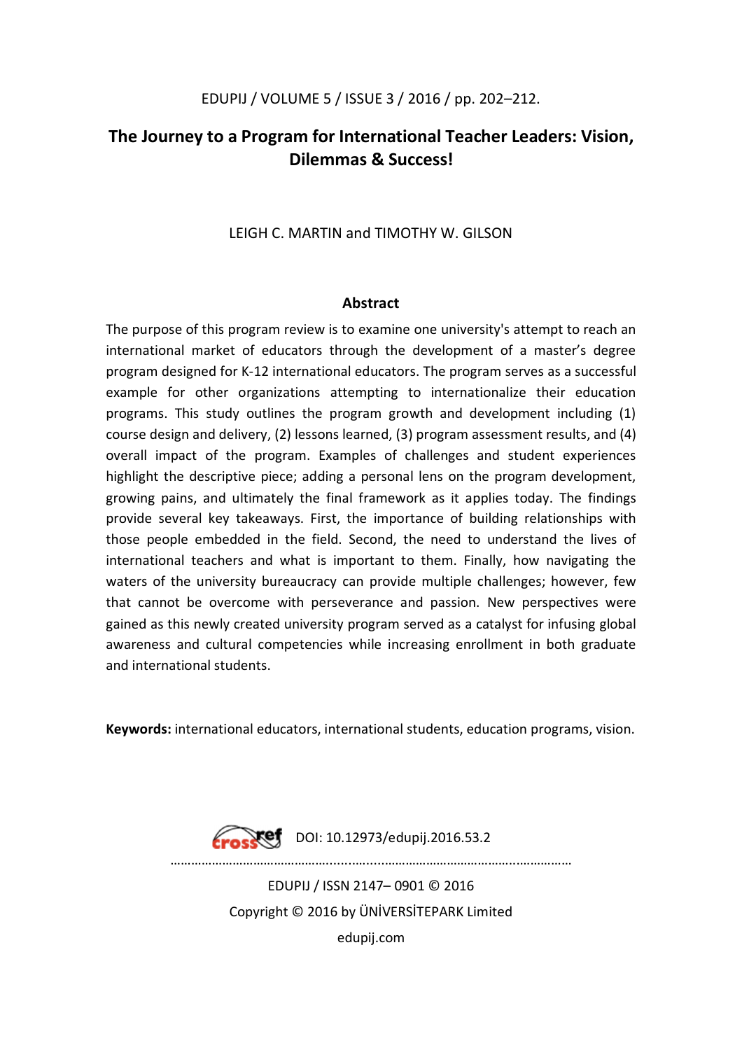# The Journey to a Program for International Teacher Leaders: Vision, Dilemmas & Success!

LEIGH C. MARTIN and TIMOTHY W. GILSON

## Abstract

The purpose of this program review is to examine one university's attempt to reach an international market of educators through the development of a master's degree program designed for K-12 international educators. The program serves as a successful example for other organizations attempting to internationalize their education programs. This study outlines the program growth and development including (1) course design and delivery, (2) lessons learned, (3) program assessment results, and (4) overall impact of the program. Examples of challenges and student experiences highlight the descriptive piece; adding a personal lens on the program development, growing pains, and ultimately the final framework as it applies today. The findings provide several key takeaways. First, the importance of building relationships with those people embedded in the field. Second, the need to understand the lives of international teachers and what is important to them. Finally, how navigating the waters of the university bureaucracy can provide multiple challenges; however, few that cannot be overcome with perseverance and passion. New perspectives were gained as this newly created university program served as a catalyst for infusing global awareness and cultural competencies while increasing enrollment in both graduate and international students.

**Keywords:** international educators, international students, education programs, vision.

DOI: 10.12973/edupij.2016.53.2

EDUPIJ / ISSN 2147– 0901 © 2016
Copyright © 2016 by ÜNİVERSİTEPARK Limited
edupij.com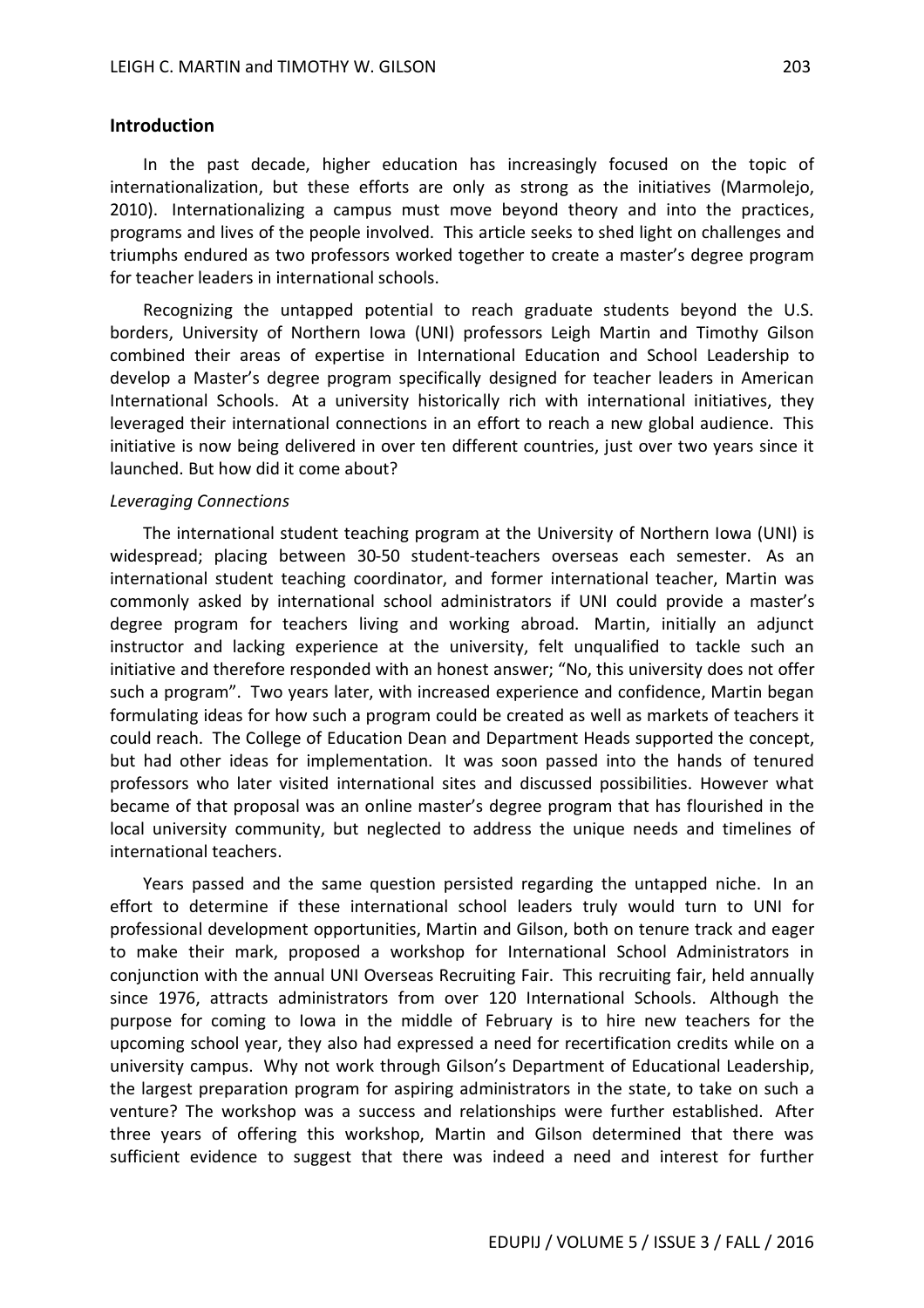## Introduction

In the past decade, higher education has increasingly focused on the topic of internationalization, but these efforts are only as strong as the initiatives (Marmolejo, 2010). Internationalizing a campus must move beyond theory and into the practices, programs and lives of the people involved. This article seeks to shed light on challenges and triumphs endured as two professors worked together to create a master's degree program for teacher leaders in international schools.

Recognizing the untapped potential to reach graduate students beyond the U.S. borders, University of Northern Iowa (UNI) professors Leigh Martin and Timothy Gilson combined their areas of expertise in International Education and School Leadership to develop a Master's degree program specifically designed for teacher leaders in American International Schools. At a university historically rich with international initiatives, they leveraged their international connections in an effort to reach a new global audience. This initiative is now being delivered in over ten different countries, just over two years since it launched. But how did it come about?

*Leveraging Connections*

The international student teaching program at the University of Northern Iowa (UNI) is widespread; placing between 30-50 student-teachers overseas each semester. As an international student teaching coordinator, and former international teacher, Martin was commonly asked by international school administrators if UNI could provide a master's degree program for teachers living and working abroad. Martin, initially an adjunct instructor and lacking experience at the university, felt unqualified to tackle such an initiative and therefore responded with an honest answer; "No, this university does not offer such a program". Two years later, with increased experience and confidence, Martin began formulating ideas for how such a program could be created as well as markets of teachers it could reach. The College of Education Dean and Department Heads supported the concept, but had other ideas for implementation. It was soon passed into the hands of tenured professors who later visited international sites and discussed possibilities. However what became of that proposal was an online master's degree program that has flourished in the local university community, but neglected to address the unique needs and timelines of international teachers.

Years passed and the same question persisted regarding the untapped niche. In an effort to determine if these international school leaders truly would turn to UNI for professional development opportunities, Martin and Gilson, both on tenure track and eager to make their mark, proposed a workshop for International School Administrators in conjunction with the annual UNI Overseas Recruiting Fair. This recruiting fair, held annually since 1976, attracts administrators from over 120 International Schools. Although the purpose for coming to Iowa in the middle of February is to hire new teachers for the upcoming school year, they also had expressed a need for recertification credits while on a university campus. Why not work through Gilson's Department of Educational Leadership, the largest preparation program for aspiring administrators in the state, to take on such a venture? The workshop was a success and relationships were further established. After three years of offering this workshop, Martin and Gilson determined that there was sufficient evidence to suggest that there was indeed a need and interest for further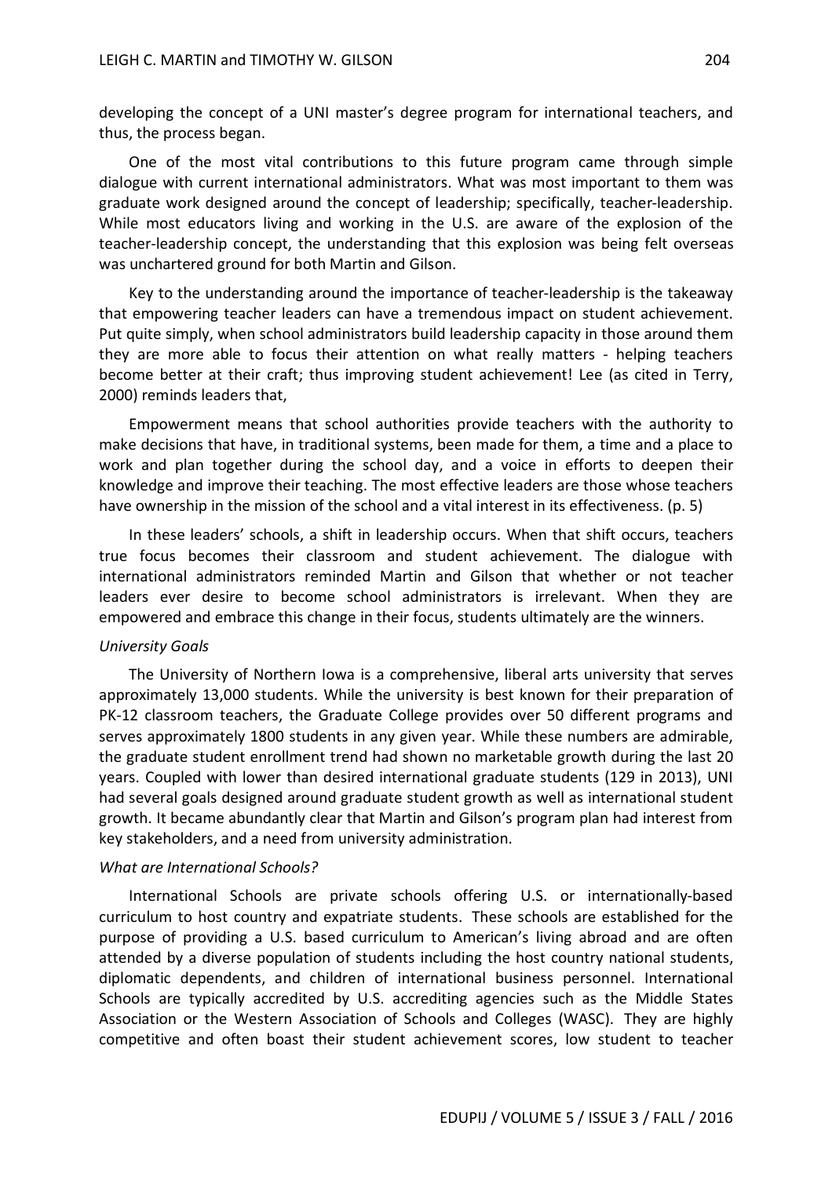developing the concept of a UNI master's degree program for international teachers, and thus, the process began.

One of the most vital contributions to this future program came through simple dialogue with current international administrators. What was most important to them was graduate work designed around the concept of leadership; specifically, teacher-leadership. While most educators living and working in the U.S. are aware of the explosion of the teacher-leadership concept, the understanding that this explosion was being felt overseas was unchartered ground for both Martin and Gilson.

Key to the understanding around the importance of teacher-leadership is the takeaway that empowering teacher leaders can have a tremendous impact on student achievement. Put quite simply, when school administrators build leadership capacity in those around them they are more able to focus their attention on what really matters - helping teachers become better at their craft; thus improving student achievement! Lee (as cited in Terry, 2000) reminds leaders that,

> Empowerment means that school authorities provide teachers with the authority to make decisions that have, in traditional systems, been made for them, a time and a place to work and plan together during the school day, and a voice in efforts to deepen their knowledge and improve their teaching. The most effective leaders are those whose teachers have ownership in the mission of the school and a vital interest in its effectiveness. (p. 5)

In these leaders' schools, a shift in leadership occurs. When that shift occurs, teachers true focus becomes their classroom and student achievement. The dialogue with international administrators reminded Martin and Gilson that whether or not teacher leaders ever desire to become school administrators is irrelevant. When they are empowered and embrace this change in their focus, students ultimately are the winners.

*University Goals*

The University of Northern Iowa is a comprehensive, liberal arts university that serves approximately 13,000 students. While the university is best known for their preparation of PK-12 classroom teachers, the Graduate College provides over 50 different programs and serves approximately 1800 students in any given year. While these numbers are admirable, the graduate student enrollment trend had shown no marketable growth during the last 20 years. Coupled with lower than desired international graduate students (129 in 2013), UNI had several goals designed around graduate student growth as well as international student growth. It became abundantly clear that Martin and Gilson's program plan had interest from key stakeholders, and a need from university administration.

*What are International Schools?*

International Schools are private schools offering U.S. or internationally-based curriculum to host country and expatriate students. These schools are established for the purpose of providing a U.S. based curriculum to American's living abroad and are often attended by a diverse population of students including the host country national students, diplomatic dependents, and children of international business personnel. International Schools are typically accredited by U.S. accrediting agencies such as the Middle States Association or the Western Association of Schools and Colleges (WASC). They are highly competitive and often boast their student achievement scores, low student to teacher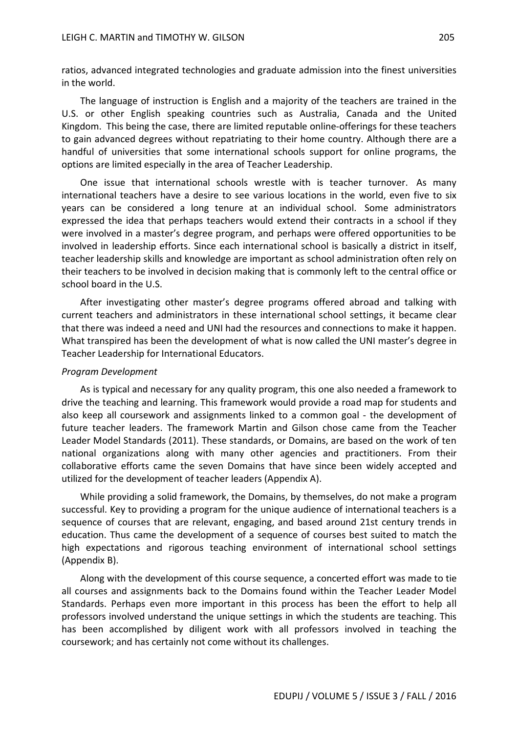ratios, advanced integrated technologies and graduate admission into the finest universities in the world.

The language of instruction is English and a majority of the teachers are trained in the U.S. or other English speaking countries such as Australia, Canada and the United Kingdom. This being the case, there are limited reputable online-offerings for these teachers to gain advanced degrees without repatriating to their home country. Although there are a handful of universities that some international schools support for online programs, the options are limited especially in the area of Teacher Leadership.

One issue that international schools wrestle with is teacher turnover. As many international teachers have a desire to see various locations in the world, even five to six years can be considered a long tenure at an individual school. Some administrators expressed the idea that perhaps teachers would extend their contracts in a school if they were involved in a master's degree program, and perhaps were offered opportunities to be involved in leadership efforts. Since each international school is basically a district in itself, teacher leadership skills and knowledge are important as school administration often rely on their teachers to be involved in decision making that is commonly left to the central office or school board in the U.S.

After investigating other master's degree programs offered abroad and talking with current teachers and administrators in these international school settings, it became clear that there was indeed a need and UNI had the resources and connections to make it happen. What transpired has been the development of what is now called the UNI master's degree in Teacher Leadership for International Educators.

*Program Development*

As is typical and necessary for any quality program, this one also needed a framework to drive the teaching and learning. This framework would provide a road map for students and also keep all coursework and assignments linked to a common goal - the development of future teacher leaders. The framework Martin and Gilson chose came from the Teacher Leader Model Standards (2011). These standards, or Domains, are based on the work of ten national organizations along with many other agencies and practitioners. From their collaborative efforts came the seven Domains that have since been widely accepted and utilized for the development of teacher leaders (Appendix A).

While providing a solid framework, the Domains, by themselves, do not make a program successful. Key to providing a program for the unique audience of international teachers is a sequence of courses that are relevant, engaging, and based around 21st century trends in education. Thus came the development of a sequence of courses best suited to match the high expectations and rigorous teaching environment of international school settings (Appendix B).

Along with the development of this course sequence, a concerted effort was made to tie all courses and assignments back to the Domains found within the Teacher Leader Model Standards. Perhaps even more important in this process has been the effort to help all professors involved understand the unique settings in which the students are teaching. This has been accomplished by diligent work with all professors involved in teaching the coursework; and has certainly not come without its challenges.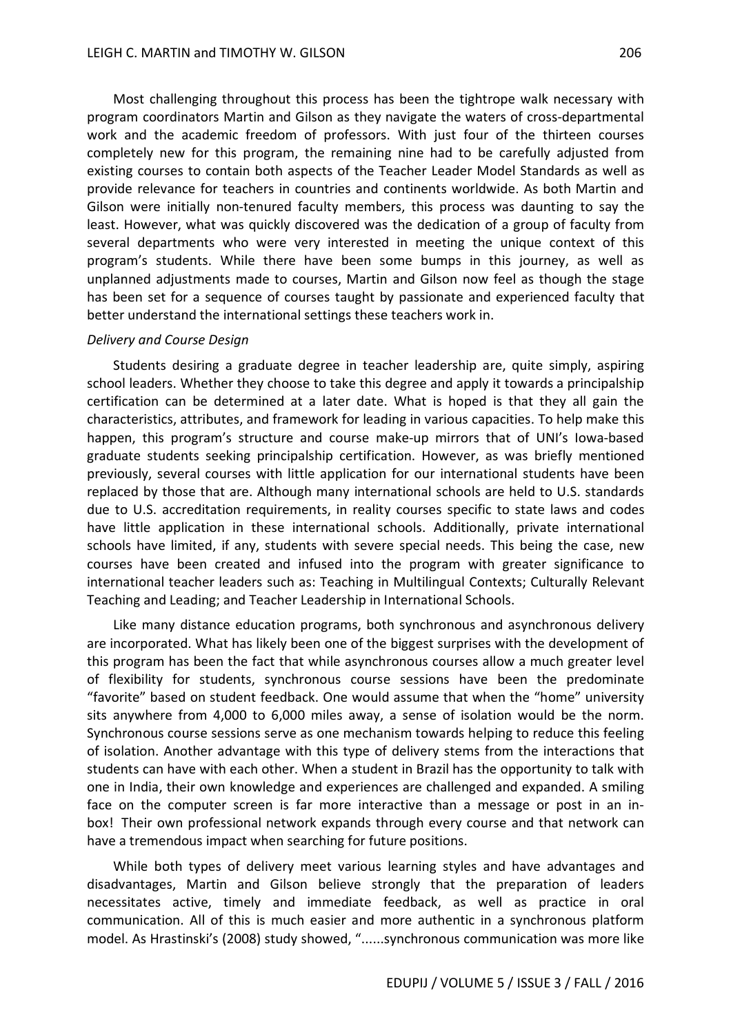Most challenging throughout this process has been the tightrope walk necessary with program coordinators Martin and Gilson as they navigate the waters of cross-departmental work and the academic freedom of professors. With just four of the thirteen courses completely new for this program, the remaining nine had to be carefully adjusted from existing courses to contain both aspects of the Teacher Leader Model Standards as well as provide relevance for teachers in countries and continents worldwide. As both Martin and Gilson were initially non-tenured faculty members, this process was daunting to say the least. However, what was quickly discovered was the dedication of a group of faculty from several departments who were very interested in meeting the unique context of this program's students. While there have been some bumps in this journey, as well as unplanned adjustments made to courses, Martin and Gilson now feel as though the stage has been set for a sequence of courses taught by passionate and experienced faculty that better understand the international settings these teachers work in.

*Delivery and Course Design*

Students desiring a graduate degree in teacher leadership are, quite simply, aspiring school leaders. Whether they choose to take this degree and apply it towards a principalship certification can be determined at a later date. What is hoped is that they all gain the characteristics, attributes, and framework for leading in various capacities. To help make this happen, this program's structure and course make-up mirrors that of UNI's Iowa-based graduate students seeking principalship certification. However, as was briefly mentioned previously, several courses with little application for our international students have been replaced by those that are. Although many international schools are held to U.S. standards due to U.S. accreditation requirements, in reality courses specific to state laws and codes have little application in these international schools. Additionally, private international schools have limited, if any, students with severe special needs. This being the case, new courses have been created and infused into the program with greater significance to international teacher leaders such as: Teaching in Multilingual Contexts; Culturally Relevant Teaching and Leading; and Teacher Leadership in International Schools.

Like many distance education programs, both synchronous and asynchronous delivery are incorporated. What has likely been one of the biggest surprises with the development of this program has been the fact that while asynchronous courses allow a much greater level of flexibility for students, synchronous course sessions have been the predominate "favorite" based on student feedback. One would assume that when the "home" university sits anywhere from 4,000 to 6,000 miles away, a sense of isolation would be the norm. Synchronous course sessions serve as one mechanism towards helping to reduce this feeling of isolation. Another advantage with this type of delivery stems from the interactions that students can have with each other. When a student in Brazil has the opportunity to talk with one in India, their own knowledge and experiences are challenged and expanded. A smiling face on the computer screen is far more interactive than a message or post in an in-box! Their own professional network expands through every course and that network can have a tremendous impact when searching for future positions.

While both types of delivery meet various learning styles and have advantages and disadvantages, Martin and Gilson believe strongly that the preparation of leaders necessitates active, timely and immediate feedback, as well as practice in oral communication. All of this is much easier and more authentic in a synchronous platform model. As Hrastinski's (2008) study showed, "......synchronous communication was more like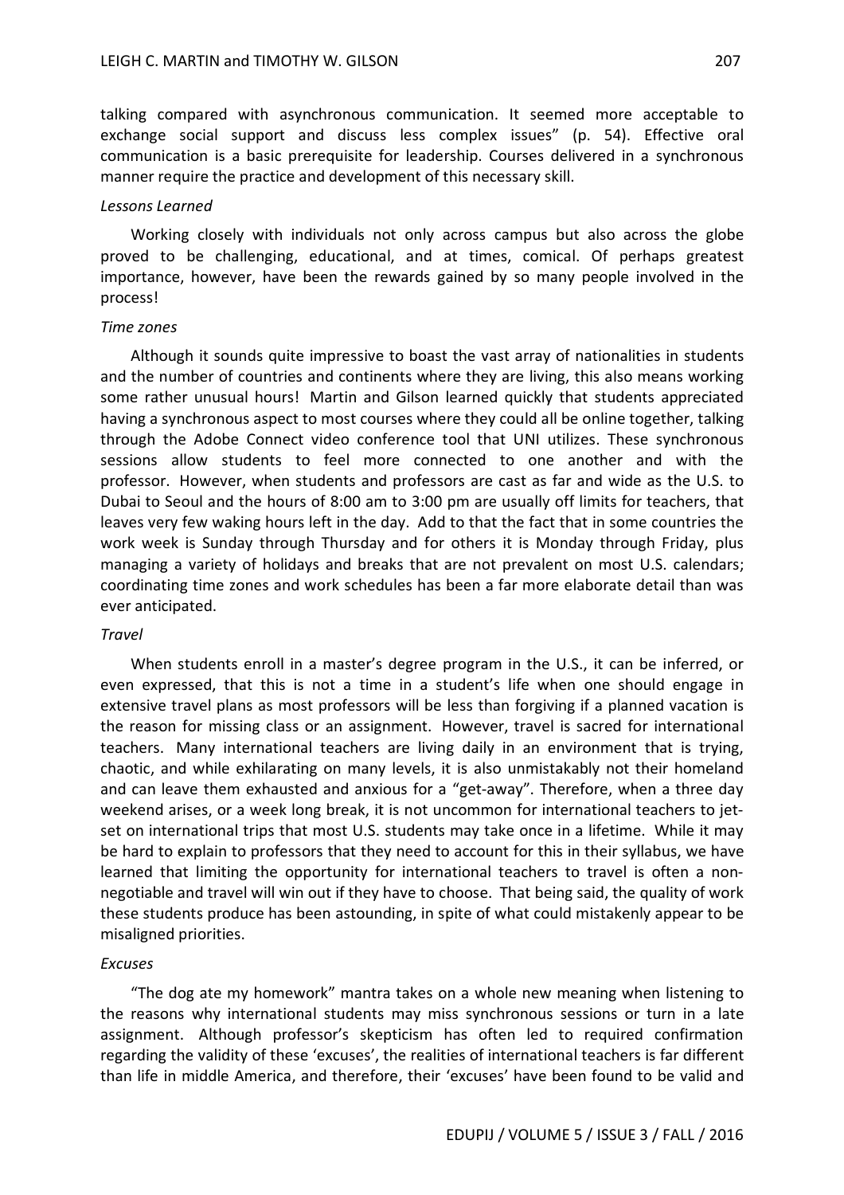talking compared with asynchronous communication. It seemed more acceptable to exchange social support and discuss less complex issues" (p. 54). Effective oral communication is a basic prerequisite for leadership. Courses delivered in a synchronous manner require the practice and development of this necessary skill.

*Lessons Learned*

Working closely with individuals not only across campus but also across the globe proved to be challenging, educational, and at times, comical. Of perhaps greatest importance, however, have been the rewards gained by so many people involved in the process!

*Time zones*

Although it sounds quite impressive to boast the vast array of nationalities in students and the number of countries and continents where they are living, this also means working some rather unusual hours! Martin and Gilson learned quickly that students appreciated having a synchronous aspect to most courses where they could all be online together, talking through the Adobe Connect video conference tool that UNI utilizes. These synchronous sessions allow students to feel more connected to one another and with the professor. However, when students and professors are cast as far and wide as the U.S. to Dubai to Seoul and the hours of 8:00 am to 3:00 pm are usually off limits for teachers, that leaves very few waking hours left in the day. Add to that the fact that in some countries the work week is Sunday through Thursday and for others it is Monday through Friday, plus managing a variety of holidays and breaks that are not prevalent on most U.S. calendars; coordinating time zones and work schedules has been a far more elaborate detail than was ever anticipated.

*Travel*

When students enroll in a master's degree program in the U.S., it can be inferred, or even expressed, that this is not a time in a student's life when one should engage in extensive travel plans as most professors will be less than forgiving if a planned vacation is the reason for missing class or an assignment. However, travel is sacred for international teachers. Many international teachers are living daily in an environment that is trying, chaotic, and while exhilarating on many levels, it is also unmistakably not their homeland and can leave them exhausted and anxious for a "get-away". Therefore, when a three day weekend arises, or a week long break, it is not uncommon for international teachers to jet-set on international trips that most U.S. students may take once in a lifetime. While it may be hard to explain to professors that they need to account for this in their syllabus, we have learned that limiting the opportunity for international teachers to travel is often a non-negotiable and travel will win out if they have to choose. That being said, the quality of work these students produce has been astounding, in spite of what could mistakenly appear to be misaligned priorities.

*Excuses*

"The dog ate my homework" mantra takes on a whole new meaning when listening to the reasons why international students may miss synchronous sessions or turn in a late assignment. Although professor's skepticism has often led to required confirmation regarding the validity of these 'excuses', the realities of international teachers is far different than life in middle America, and therefore, their 'excuses' have been found to be valid and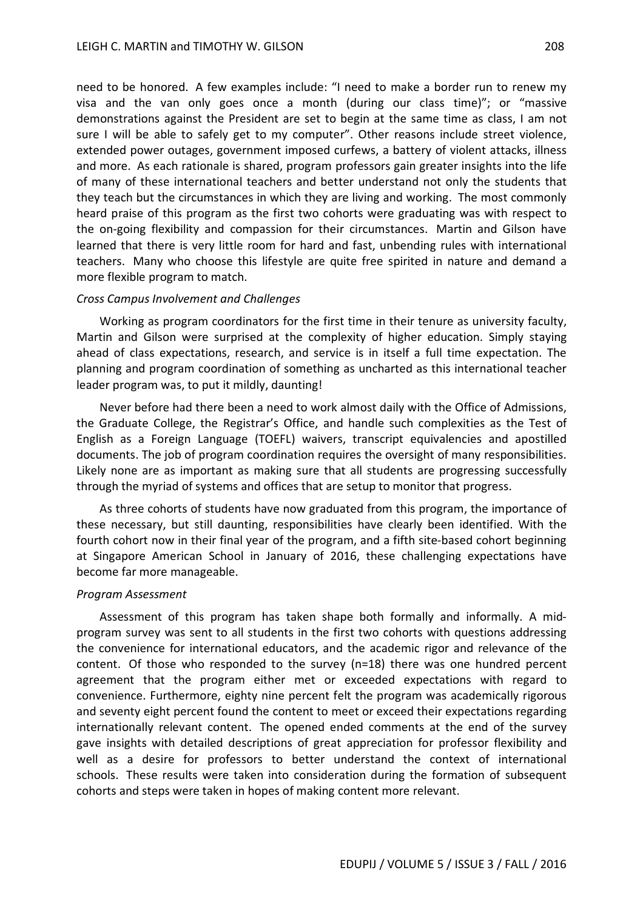need to be honored. A few examples include: "I need to make a border run to renew my visa and the van only goes once a month (during our class time)"; or "massive demonstrations against the President are set to begin at the same time as class, I am not sure I will be able to safely get to my computer". Other reasons include street violence, extended power outages, government imposed curfews, a battery of violent attacks, illness and more. As each rationale is shared, program professors gain greater insights into the life of many of these international teachers and better understand not only the students that they teach but the circumstances in which they are living and working. The most commonly heard praise of this program as the first two cohorts were graduating was with respect to the on-going flexibility and compassion for their circumstances. Martin and Gilson have learned that there is very little room for hard and fast, unbending rules with international teachers. Many who choose this lifestyle are quite free spirited in nature and demand a more flexible program to match.

*Cross Campus Involvement and Challenges*

Working as program coordinators for the first time in their tenure as university faculty, Martin and Gilson were surprised at the complexity of higher education. Simply staying ahead of class expectations, research, and service is in itself a full time expectation. The planning and program coordination of something as uncharted as this international teacher leader program was, to put it mildly, daunting!

Never before had there been a need to work almost daily with the Office of Admissions, the Graduate College, the Registrar's Office, and handle such complexities as the Test of English as a Foreign Language (TOEFL) waivers, transcript equivalencies and apostilled documents. The job of program coordination requires the oversight of many responsibilities. Likely none are as important as making sure that all students are progressing successfully through the myriad of systems and offices that are setup to monitor that progress.

As three cohorts of students have now graduated from this program, the importance of these necessary, but still daunting, responsibilities have clearly been identified. With the fourth cohort now in their final year of the program, and a fifth site-based cohort beginning at Singapore American School in January of 2016, these challenging expectations have become far more manageable.

*Program Assessment*

Assessment of this program has taken shape both formally and informally. A mid-program survey was sent to all students in the first two cohorts with questions addressing the convenience for international educators, and the academic rigor and relevance of the content. Of those who responded to the survey (n=18) there was one hundred percent agreement that the program either met or exceeded expectations with regard to convenience. Furthermore, eighty nine percent felt the program was academically rigorous and seventy eight percent found the content to meet or exceed their expectations regarding internationally relevant content. The opened ended comments at the end of the survey gave insights with detailed descriptions of great appreciation for professor flexibility and well as a desire for professors to better understand the context of international schools. These results were taken into consideration during the formation of subsequent cohorts and steps were taken in hopes of making content more relevant.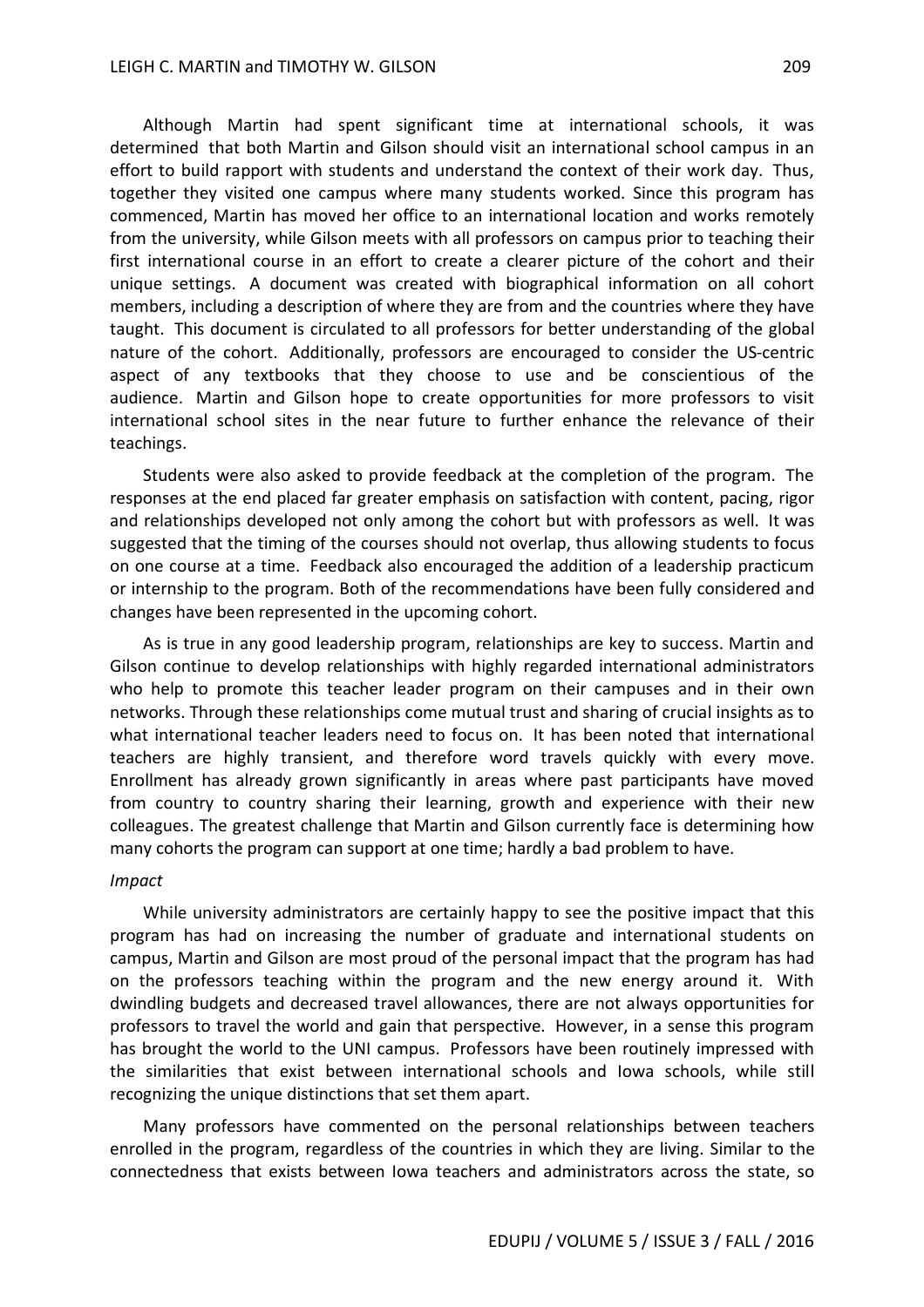Although Martin had spent significant time at international schools, it was determined that both Martin and Gilson should visit an international school campus in an effort to build rapport with students and understand the context of their work day. Thus, together they visited one campus where many students worked. Since this program has commenced, Martin has moved her office to an international location and works remotely from the university, while Gilson meets with all professors on campus prior to teaching their first international course in an effort to create a clearer picture of the cohort and their unique settings. A document was created with biographical information on all cohort members, including a description of where they are from and the countries where they have taught. This document is circulated to all professors for better understanding of the global nature of the cohort. Additionally, professors are encouraged to consider the US-centric aspect of any textbooks that they choose to use and be conscientious of the audience. Martin and Gilson hope to create opportunities for more professors to visit international school sites in the near future to further enhance the relevance of their teachings.

Students were also asked to provide feedback at the completion of the program. The responses at the end placed far greater emphasis on satisfaction with content, pacing, rigor and relationships developed not only among the cohort but with professors as well. It was suggested that the timing of the courses should not overlap, thus allowing students to focus on one course at a time. Feedback also encouraged the addition of a leadership practicum or internship to the program. Both of the recommendations have been fully considered and changes have been represented in the upcoming cohort.

As is true in any good leadership program, relationships are key to success. Martin and Gilson continue to develop relationships with highly regarded international administrators who help to promote this teacher leader program on their campuses and in their own networks. Through these relationships come mutual trust and sharing of crucial insights as to what international teacher leaders need to focus on. It has been noted that international teachers are highly transient, and therefore word travels quickly with every move. Enrollment has already grown significantly in areas where past participants have moved from country to country sharing their learning, growth and experience with their new colleagues. The greatest challenge that Martin and Gilson currently face is determining how many cohorts the program can support at one time; hardly a bad problem to have.

*Impact*

While university administrators are certainly happy to see the positive impact that this program has had on increasing the number of graduate and international students on campus, Martin and Gilson are most proud of the personal impact that the program has had on the professors teaching within the program and the new energy around it. With dwindling budgets and decreased travel allowances, there are not always opportunities for professors to travel the world and gain that perspective. However, in a sense this program has brought the world to the UNI campus. Professors have been routinely impressed with the similarities that exist between international schools and Iowa schools, while still recognizing the unique distinctions that set them apart.

Many professors have commented on the personal relationships between teachers enrolled in the program, regardless of the countries in which they are living. Similar to the connectedness that exists between Iowa teachers and administrators across the state, so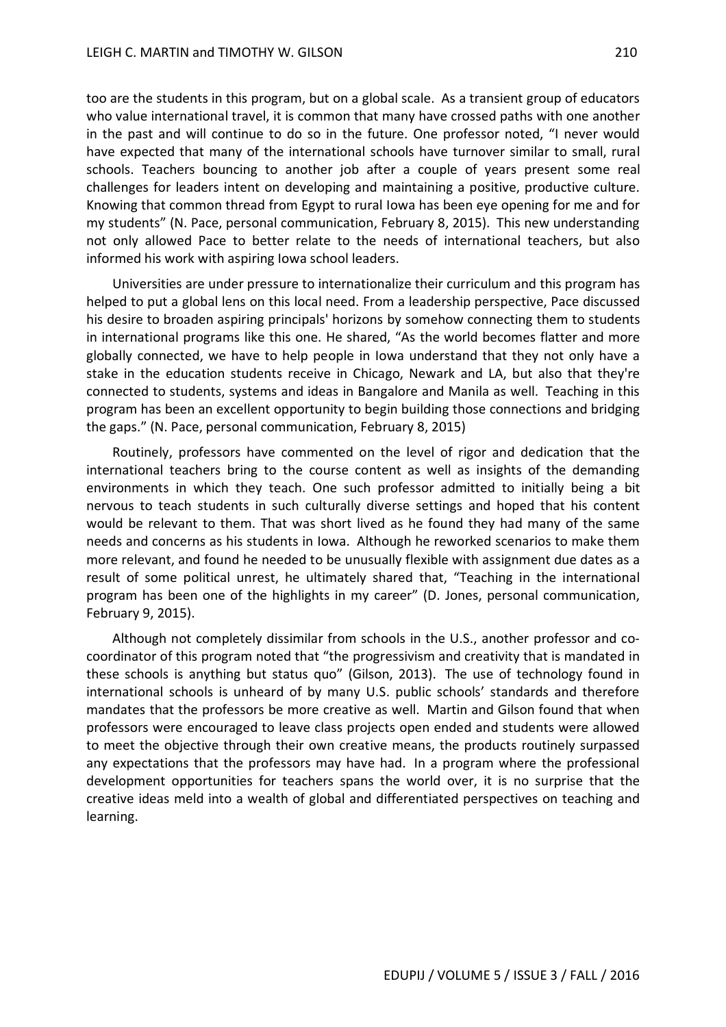too are the students in this program, but on a global scale. As a transient group of educators who value international travel, it is common that many have crossed paths with one another in the past and will continue to do so in the future. One professor noted, "I never would have expected that many of the international schools have turnover similar to small, rural schools. Teachers bouncing to another job after a couple of years present some real challenges for leaders intent on developing and maintaining a positive, productive culture. Knowing that common thread from Egypt to rural Iowa has been eye opening for me and for my students" (N. Pace, personal communication, February 8, 2015). This new understanding not only allowed Pace to better relate to the needs of international teachers, but also informed his work with aspiring Iowa school leaders.

Universities are under pressure to internationalize their curriculum and this program has helped to put a global lens on this local need. From a leadership perspective, Pace discussed his desire to broaden aspiring principals' horizons by somehow connecting them to students in international programs like this one. He shared, "As the world becomes flatter and more globally connected, we have to help people in Iowa understand that they not only have a stake in the education students receive in Chicago, Newark and LA, but also that they're connected to students, systems and ideas in Bangalore and Manila as well. Teaching in this program has been an excellent opportunity to begin building those connections and bridging the gaps." (N. Pace, personal communication, February 8, 2015)

Routinely, professors have commented on the level of rigor and dedication that the international teachers bring to the course content as well as insights of the demanding environments in which they teach. One such professor admitted to initially being a bit nervous to teach students in such culturally diverse settings and hoped that his content would be relevant to them. That was short lived as he found they had many of the same needs and concerns as his students in Iowa. Although he reworked scenarios to make them more relevant, and found he needed to be unusually flexible with assignment due dates as a result of some political unrest, he ultimately shared that, "Teaching in the international program has been one of the highlights in my career" (D. Jones, personal communication, February 9, 2015).

Although not completely dissimilar from schools in the U.S., another professor and co-coordinator of this program noted that "the progressivism and creativity that is mandated in these schools is anything but status quo" (Gilson, 2013). The use of technology found in international schools is unheard of by many U.S. public schools' standards and therefore mandates that the professors be more creative as well. Martin and Gilson found that when professors were encouraged to leave class projects open ended and students were allowed to meet the objective through their own creative means, the products routinely surpassed any expectations that the professors may have had. In a program where the professional development opportunities for teachers spans the world over, it is no surprise that the creative ideas meld into a wealth of global and differentiated perspectives on teaching and learning.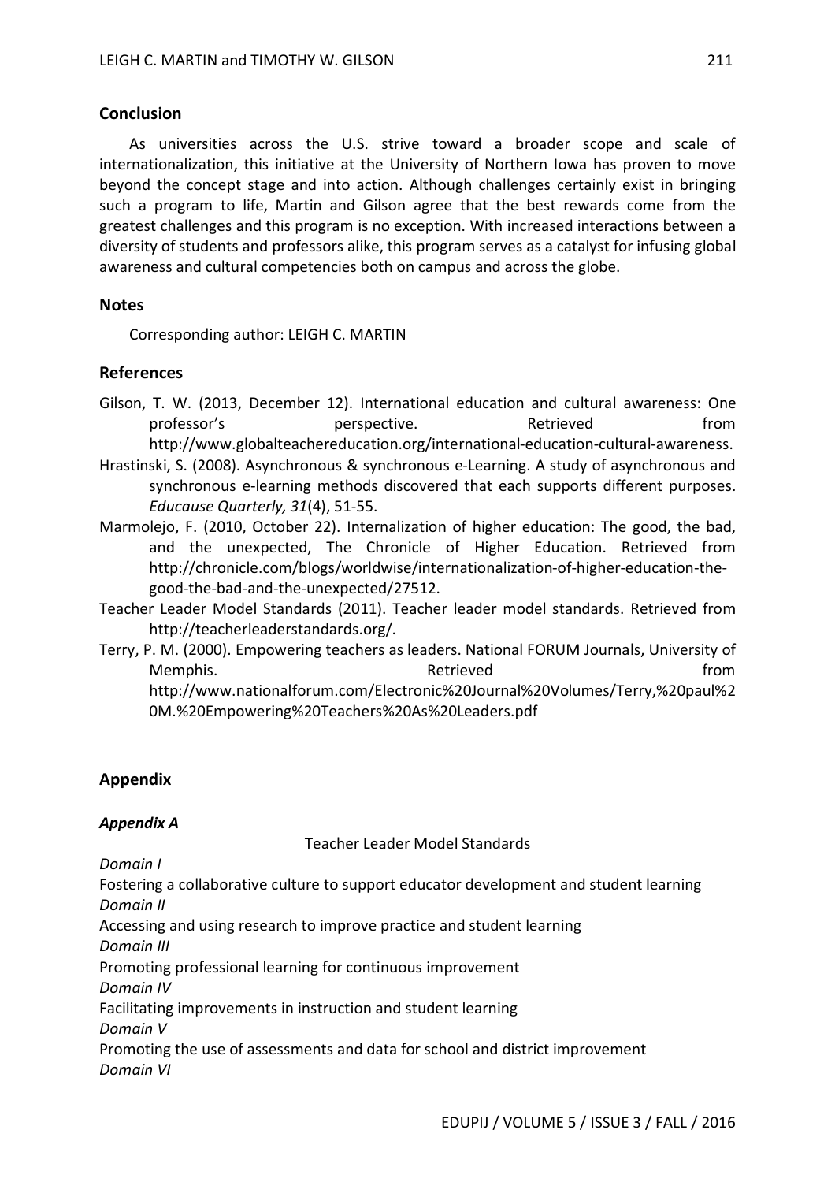## Conclusion

As universities across the U.S. strive toward a broader scope and scale of internationalization, this initiative at the University of Northern Iowa has proven to move beyond the concept stage and into action. Although challenges certainly exist in bringing such a program to life, Martin and Gilson agree that the best rewards come from the greatest challenges and this program is no exception. With increased interactions between a diversity of students and professors alike, this program serves as a catalyst for infusing global awareness and cultural competencies both on campus and across the globe.

## Notes

Corresponding author: LEIGH C. MARTIN

## References

Gilson, T. W. (2013, December 12). International education and cultural awareness: One professor's perspective. Retrieved from http://www.globalteachereducation.org/international-education-cultural-awareness.

Hrastinski, S. (2008). Asynchronous & synchronous e-Learning. A study of asynchronous and synchronous e-learning methods discovered that each supports different purposes. *Educause Quarterly, 31*(4), 51-55.

Marmolejo, F. (2010, October 22). Internalization of higher education: The good, the bad, and the unexpected, The Chronicle of Higher Education. Retrieved from http://chronicle.com/blogs/worldwise/internationalization-of-higher-education-the-good-the-bad-and-the-unexpected/27512.

Teacher Leader Model Standards (2011). Teacher leader model standards. Retrieved from http://teacherleaderstandards.org/.

Terry, P. M. (2000). Empowering teachers as leaders. National FORUM Journals, University of Memphis. Retrieved from http://www.nationalforum.com/Electronic%20Journal%20Volumes/Terry,%20paul%20M.%20Empowering%20Teachers%20As%20Leaders.pdf

## Appendix

### *Appendix A*

Teacher Leader Model Standards

*Domain I*

Fostering a collaborative culture to support educator development and student learning

*Domain II*

Accessing and using research to improve practice and student learning

*Domain III*

Promoting professional learning for continuous improvement

*Domain IV*

Facilitating improvements in instruction and student learning

*Domain V*

Promoting the use of assessments and data for school and district improvement

*Domain VI*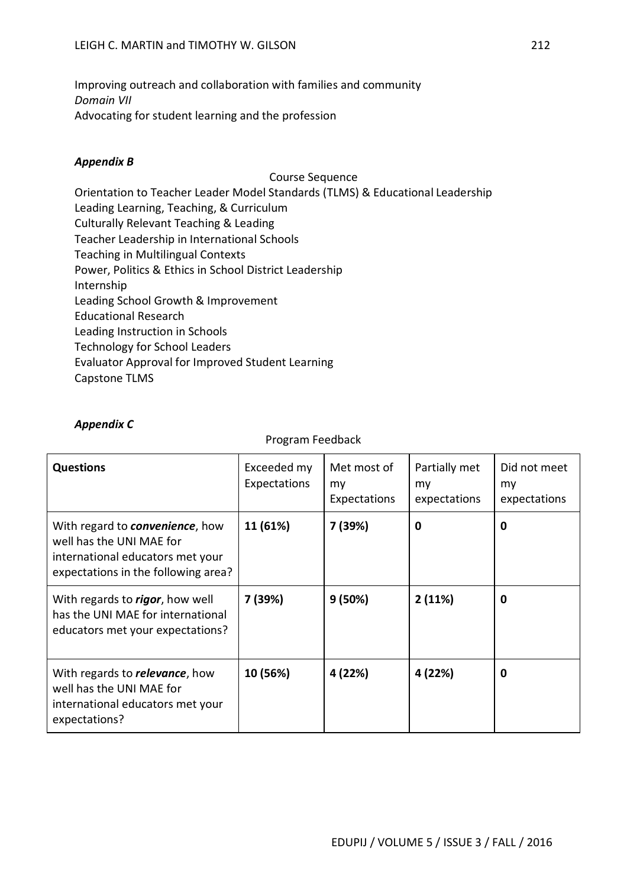Improving outreach and collaboration with families and community

*Domain VII*

Advocating for student learning and the profession

### *Appendix B*

Course Sequence

Orientation to Teacher Leader Model Standards (TLMS) & Educational Leadership
Leading Learning, Teaching, & Curriculum
Culturally Relevant Teaching & Leading
Teacher Leadership in International Schools
Teaching in Multilingual Contexts
Power, Politics & Ethics in School District Leadership
Internship
Leading School Growth & Improvement
Educational Research
Leading Instruction in Schools
Technology for School Leaders
Evaluator Approval for Improved Student Learning
Capstone TLMS

### *Appendix C*

Program Feedback

| **Questions** | Exceeded my Expectations | Met most of my Expectations | Partially met my expectations | Did not meet my expectations |
|---|---|---|---|---|
| With regard to ***convenience***, how well has the UNI MAE for international educators met your expectations in the following area? | **11 (61%)** | **7 (39%)** | **0** | **0** |
| With regards to ***rigor***, how well has the UNI MAE for international educators met your expectations? | **7 (39%)** | **9 (50%)** | **2 (11%)** | **0** |
| With regards to ***relevance***, how well has the UNI MAE for international educators met your expectations? | **10 (56%)** | **4 (22%)** | **4 (22%)** | **0** |